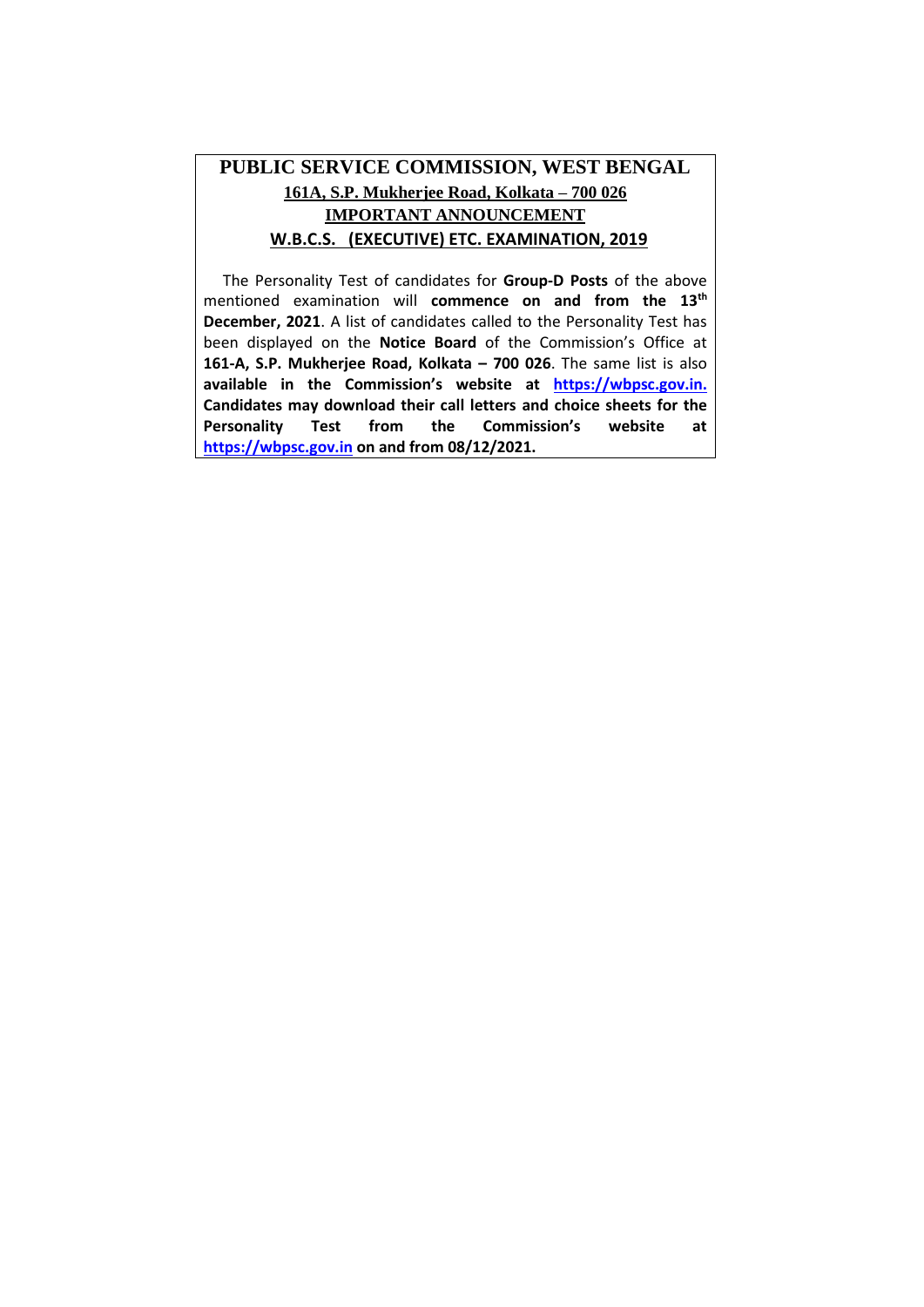# PUBLIC SERVICE COMMISSION, WEST BENGAL

## 161A, S.P. Mukherjee Road, Kolkata – 700 026

## IMPORTANT ANNOUNCEMENT

## W.B.C.S. (EXECUTIVE) ETC. EXAMINATION, 2019

The Personality Test of candidates for **Group-D Posts** of the above mentioned examination will **commence on and from the 13th December, 2021**. A list of candidates called to the Personality Test has been displayed on the **Notice Board** of the Commission's Office at **161-A, S.P. Mukherjee Road, Kolkata – 700 026**. The same list is also **available in the Commission's website at https://wbpsc.gov.in. Candidates may download their call letters and choice sheets for the Personality Test from the Commission's website at https://wbpsc.gov.in on and from 08/12/2021.**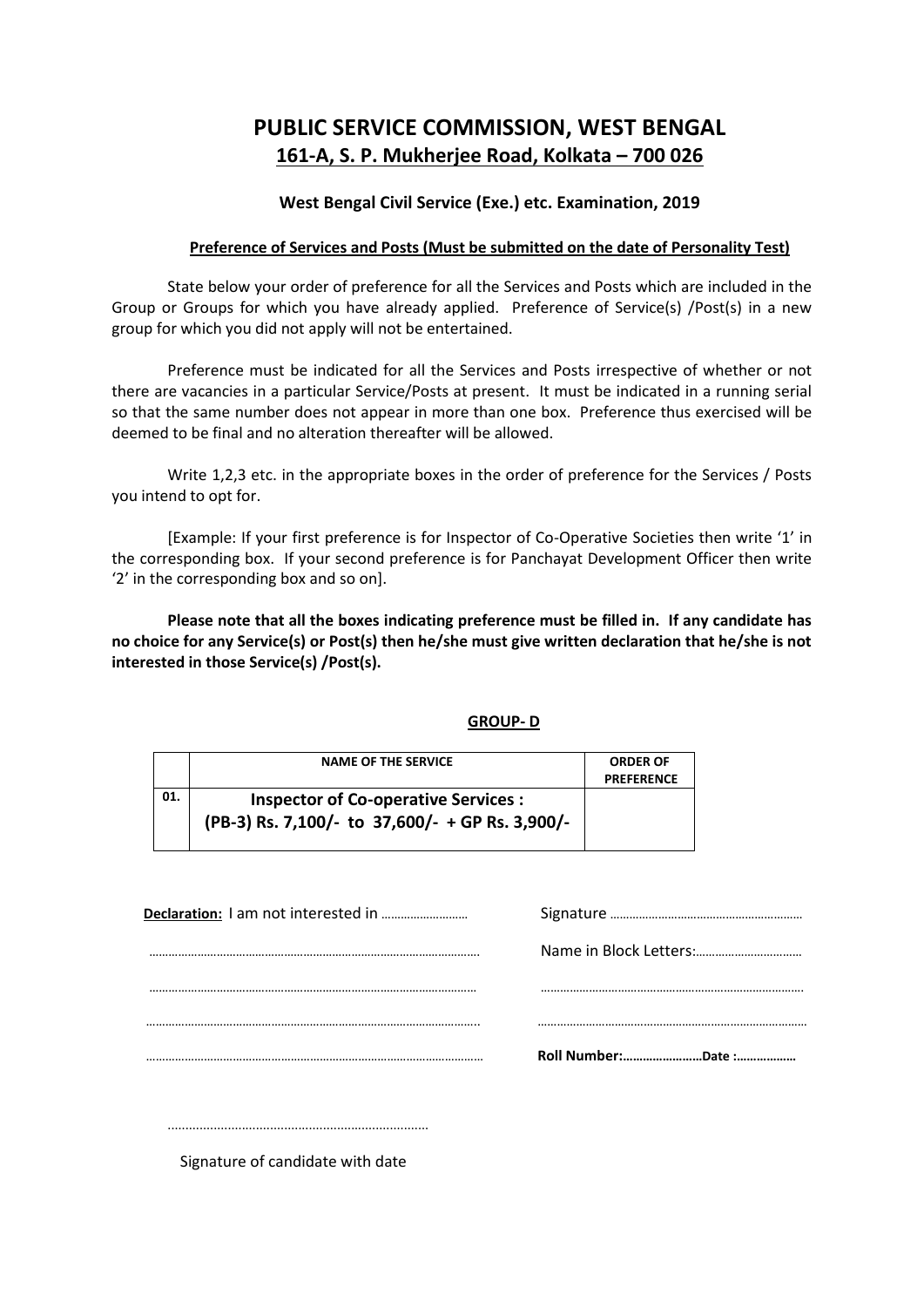# PUBLIC SERVICE COMMISSION, WEST BENGAL

## 161-A, S. P. Mukherjee Road, Kolkata – 700 026

### West Bengal Civil Service (Exe.) etc. Examination, 2019

**Preference of Services and Posts (Must be submitted on the date of Personality Test)**

State below your order of preference for all the Services and Posts which are included in the Group or Groups for which you have already applied. Preference of Service(s) /Post(s) in a new group for which you did not apply will not be entertained.

Preference must be indicated for all the Services and Posts irrespective of whether or not there are vacancies in a particular Service/Posts at present. It must be indicated in a running serial so that the same number does not appear in more than one box. Preference thus exercised will be deemed to be final and no alteration thereafter will be allowed.

Write 1,2,3 etc. in the appropriate boxes in the order of preference for the Services / Posts you intend to opt for.

[Example: If your first preference is for Inspector of Co-Operative Societies then write '1' in the corresponding box. If your second preference is for Panchayat Development Officer then write '2' in the corresponding box and so on].

**Please note that all the boxes indicating preference must be filled in. If any candidate has no choice for any Service(s) or Post(s) then he/she must give written declaration that he/she is not interested in those Service(s) /Post(s).**

**GROUP- D**

| | NAME OF THE SERVICE | ORDER OF PREFERENCE |
|---|---|---|
| 01. | **Inspector of Co-operative Services : (PB-3) Rs. 7,100/- to 37,600/- + GP Rs. 3,900/-** | |

**Declaration:** I am not interested in ……………………

…………………………………………………………………………………

…………………………………………………………………………………

…………………………………………………………………………………

…………………………………………………………………………………

Signature …………………………………………………

Name in Block Letters:……………………………

…………………………………………………………………

…………………………………………………………………

**Roll Number:……………………Date :………………**

…………………………………………………………………

Signature of candidate with date